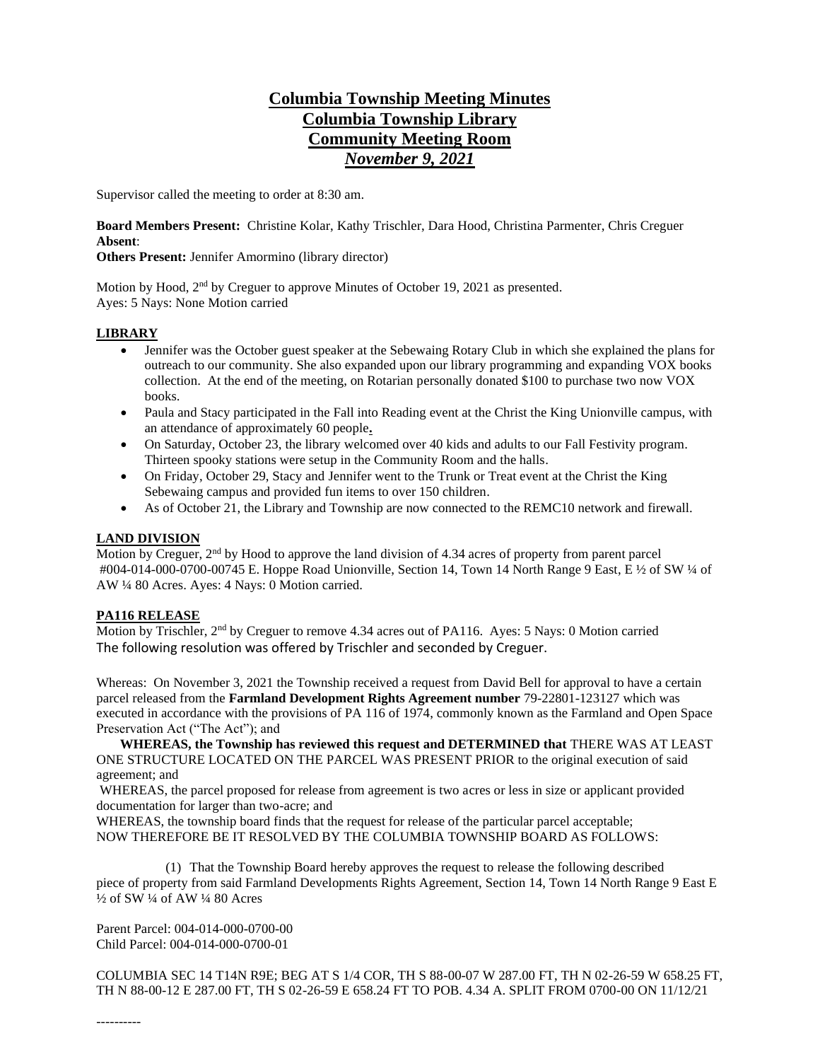# Columbia Township Meeting Minutes
# Columbia Township Library
# Community Meeting Room
# *November 9, 2021*

Supervisor called the meeting to order at 8:30 am.

**Board Members Present:** Christine Kolar, Kathy Trischler, Dara Hood, Christina Parmenter, Chris Creguer
**Absent**:
**Others Present:** Jennifer Amormino (library director)

Motion by Hood, 2nd by Creguer to approve Minutes of October 19, 2021 as presented.
Ayes: 5 Nays: None Motion carried

## LIBRARY

- Jennifer was the October guest speaker at the Sebewaing Rotary Club in which she explained the plans for outreach to our community. She also expanded upon our library programming and expanding VOX books collection. At the end of the meeting, on Rotarian personally donated $100 to purchase two now VOX books.
- Paula and Stacy participated in the Fall into Reading event at the Christ the King Unionville campus, with an attendance of approximately 60 people**.**
- On Saturday, October 23, the library welcomed over 40 kids and adults to our Fall Festivity program. Thirteen spooky stations were setup in the Community Room and the halls.
- On Friday, October 29, Stacy and Jennifer went to the Trunk or Treat event at the Christ the King Sebewaing campus and provided fun items to over 150 children.
- As of October 21, the Library and Township are now connected to the REMC10 network and firewall.

## LAND DIVISION

Motion by Creguer, 2nd by Hood to approve the land division of 4.34 acres of property from parent parcel #004-014-000-0700-00745 E. Hoppe Road Unionville, Section 14, Town 14 North Range 9 East, E ½ of SW ¼ of AW ¼ 80 Acres. Ayes: 4 Nays: 0 Motion carried.

## PA116 RELEASE

Motion by Trischler, 2nd by Creguer to remove 4.34 acres out of PA116. Ayes: 5 Nays: 0 Motion carried
The following resolution was offered by Trischler and seconded by Creguer.

Whereas: On November 3, 2021 the Township received a request from David Bell for approval to have a certain parcel released from the **Farmland Development Rights Agreement number** 79-22801-123127 which was executed in accordance with the provisions of PA 116 of 1974, commonly known as the Farmland and Open Space Preservation Act ("The Act"); and

**WHEREAS, the Township has reviewed this request and DETERMINED that** THERE WAS AT LEAST ONE STRUCTURE LOCATED ON THE PARCEL WAS PRESENT PRIOR to the original execution of said agreement; and

WHEREAS, the parcel proposed for release from agreement is two acres or less in size or applicant provided documentation for larger than two-acre; and

WHEREAS, the township board finds that the request for release of the particular parcel acceptable;
NOW THEREFORE BE IT RESOLVED BY THE COLUMBIA TOWNSHIP BOARD AS FOLLOWS:

(1) That the Township Board hereby approves the request to release the following described piece of property from said Farmland Developments Rights Agreement, Section 14, Town 14 North Range 9 East E ½ of SW ¼ of AW ¼ 80 Acres

Parent Parcel: 004-014-000-0700-00
Child Parcel: 004-014-000-0700-01

COLUMBIA SEC 14 T14N R9E; BEG AT S 1/4 COR, TH S 88-00-07 W 287.00 FT, TH N 02-26-59 W 658.25 FT, TH N 88-00-12 E 287.00 FT, TH S 02-26-59 E 658.24 FT TO POB. 4.34 A. SPLIT FROM 0700-00 ON 11/12/21

----------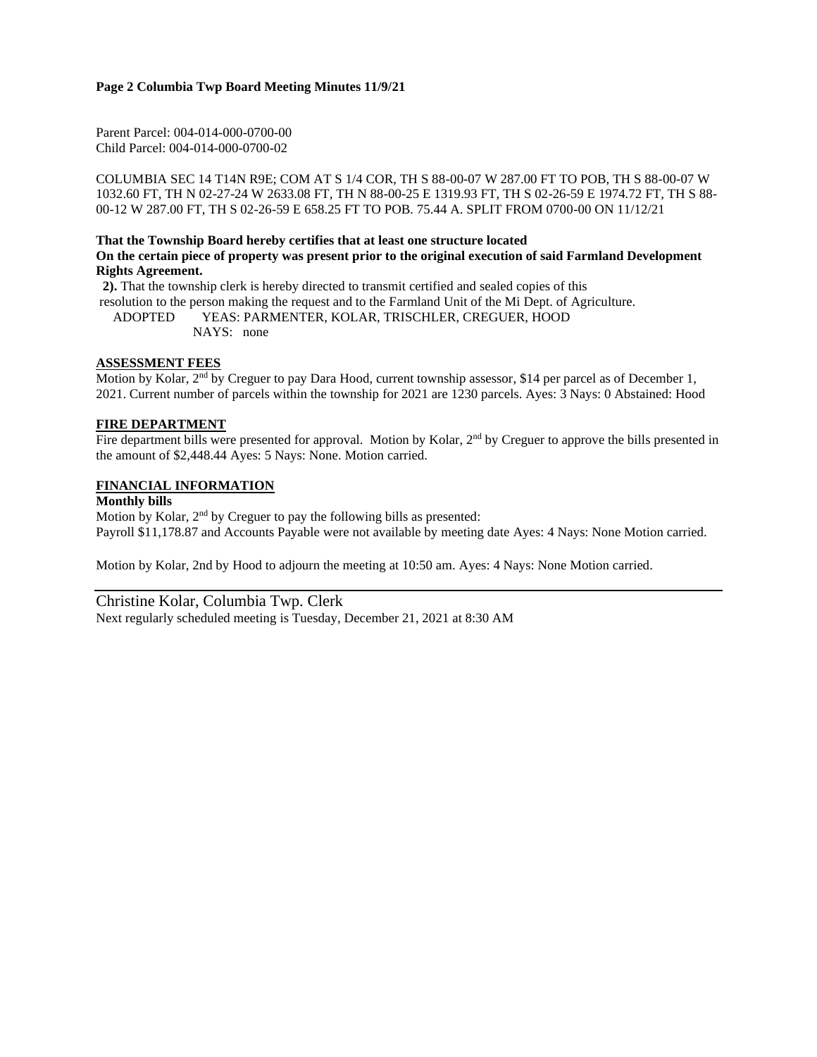Parent Parcel: 004-014-000-0700-00
Child Parcel: 004-014-000-0700-02

COLUMBIA SEC 14 T14N R9E; COM AT S 1/4 COR, TH S 88-00-07 W 287.00 FT TO POB, TH S 88-00-07 W 1032.60 FT, TH N 02-27-24 W 2633.08 FT, TH N 88-00-25 E 1319.93 FT, TH S 02-26-59 E 1974.72 FT, TH S 88-00-12 W 287.00 FT, TH S 02-26-59 E 658.25 FT TO POB. 75.44 A. SPLIT FROM 0700-00 ON 11/12/21

**That the Township Board hereby certifies that at least one structure located On the certain piece of property was present prior to the original execution of said Farmland Development Rights Agreement.**

**2).** That the township clerk is hereby directed to transmit certified and sealed copies of this resolution to the person making the request and to the Farmland Unit of the Mi Dept. of Agriculture.

ADOPTED YEAS: PARMENTER, KOLAR, TRISCHLER, CREGUER, HOOD
NAYS: none

## ASSESSMENT FEES

Motion by Kolar, 2nd by Creguer to pay Dara Hood, current township assessor, $14 per parcel as of December 1, 2021. Current number of parcels within the township for 2021 are 1230 parcels. Ayes: 3 Nays: 0 Abstained: Hood

## FIRE DEPARTMENT

Fire department bills were presented for approval. Motion by Kolar, 2nd by Creguer to approve the bills presented in the amount of $2,448.44 Ayes: 5 Nays: None. Motion carried.

## FINANCIAL INFORMATION

**Monthly bills**

Motion by Kolar, 2nd by Creguer to pay the following bills as presented:
Payroll $11,178.87 and Accounts Payable were not available by meeting date Ayes: 4 Nays: None Motion carried.

Motion by Kolar, 2nd by Hood to adjourn the meeting at 10:50 am. Ayes: 4 Nays: None Motion carried.

---

Christine Kolar, Columbia Twp. Clerk
Next regularly scheduled meeting is Tuesday, December 21, 2021 at 8:30 AM